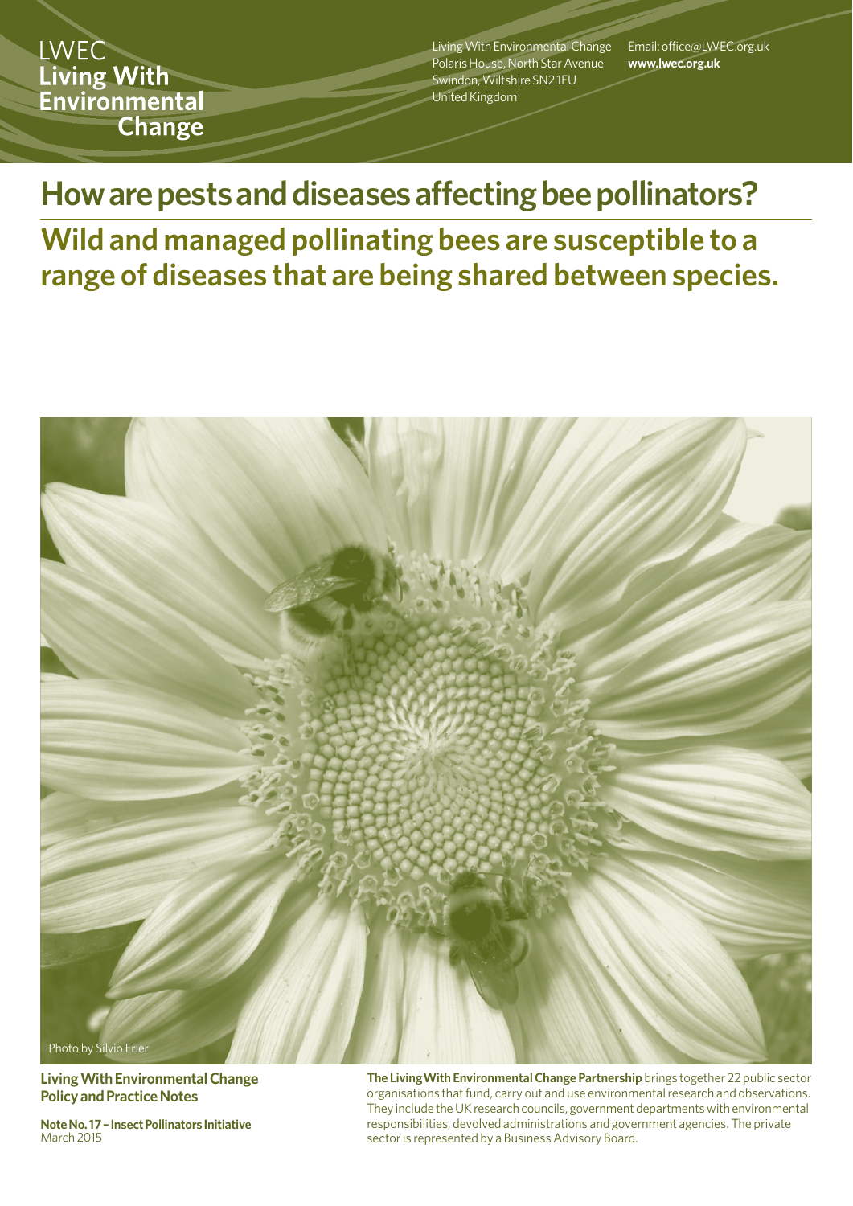LWEC
**Living With Environmental Change**

Living With Environmental Change
Polaris House, North Star Avenue
Swindon, Wiltshire SN2 1EU
United Kingdom

Email: office@LWEC.org.uk
**www.lwec.org.uk**

# How are pests and diseases affecting bee pollinators?

## Wild and managed pollinating bees are susceptible to a range of diseases that are being shared between species.

Photo by Silvio Erler

**Living With Environmental Change Policy and Practice Notes**

**Note No. 17 – Insect Pollinators Initiative**
March 2015

**The Living With Environmental Change Partnership** brings together 22 public sector organisations that fund, carry out and use environmental research and observations. They include the UK research councils, government departments with environmental responsibilities, devolved administrations and government agencies. The private sector is represented by a Business Advisory Board.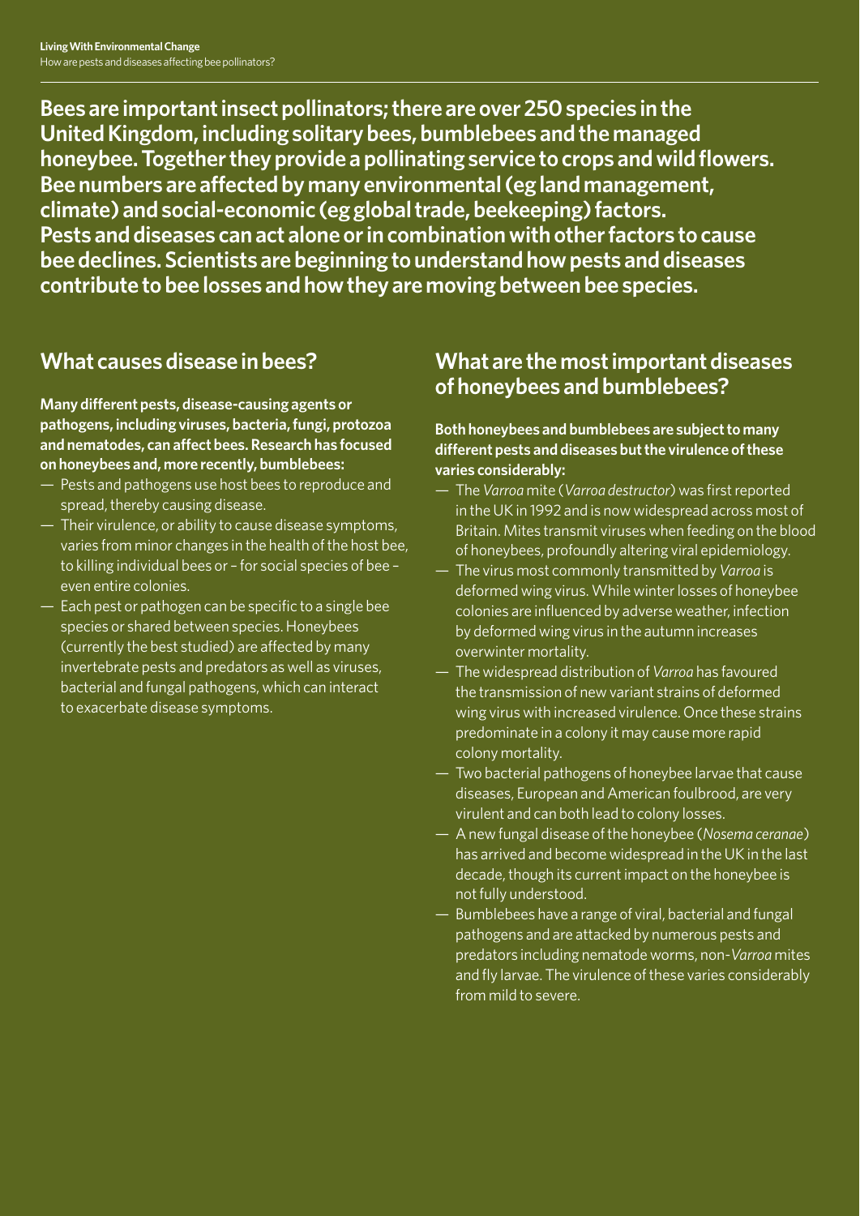**Bees are important insect pollinators; there are over 250 species in the United Kingdom, including solitary bees, bumblebees and the managed honeybee. Together they provide a pollinating service to crops and wild flowers. Bee numbers are affected by many environmental (eg land management, climate) and social-economic (eg global trade, beekeeping) factors. Pests and diseases can act alone or in combination with other factors to cause bee declines. Scientists are beginning to understand how pests and diseases contribute to bee losses and how they are moving between bee species.**

## What causes disease in bees?

**Many different pests, disease-causing agents or pathogens, including viruses, bacteria, fungi, protozoa and nematodes, can affect bees. Research has focused on honeybees and, more recently, bumblebees:**

- Pests and pathogens use host bees to reproduce and spread, thereby causing disease.
- Their virulence, or ability to cause disease symptoms, varies from minor changes in the health of the host bee, to killing individual bees or – for social species of bee – even entire colonies.
- Each pest or pathogen can be specific to a single bee species or shared between species. Honeybees (currently the best studied) are affected by many invertebrate pests and predators as well as viruses, bacterial and fungal pathogens, which can interact to exacerbate disease symptoms.

## What are the most important diseases of honeybees and bumblebees?

**Both honeybees and bumblebees are subject to many different pests and diseases but the virulence of these varies considerably:**

- The *Varroa* mite (*Varroa destructor*) was first reported in the UK in 1992 and is now widespread across most of Britain. Mites transmit viruses when feeding on the blood of honeybees, profoundly altering viral epidemiology.
- The virus most commonly transmitted by *Varroa* is deformed wing virus. While winter losses of honeybee colonies are influenced by adverse weather, infection by deformed wing virus in the autumn increases overwinter mortality.
- The widespread distribution of *Varroa* has favoured the transmission of new variant strains of deformed wing virus with increased virulence. Once these strains predominate in a colony it may cause more rapid colony mortality.
- Two bacterial pathogens of honeybee larvae that cause diseases, European and American foulbrood, are very virulent and can both lead to colony losses.
- A new fungal disease of the honeybee (*Nosema ceranae*) has arrived and become widespread in the UK in the last decade, though its current impact on the honeybee is not fully understood.
- Bumblebees have a range of viral, bacterial and fungal pathogens and are attacked by numerous pests and predators including nematode worms, non-*Varroa* mites and fly larvae. The virulence of these varies considerably from mild to severe.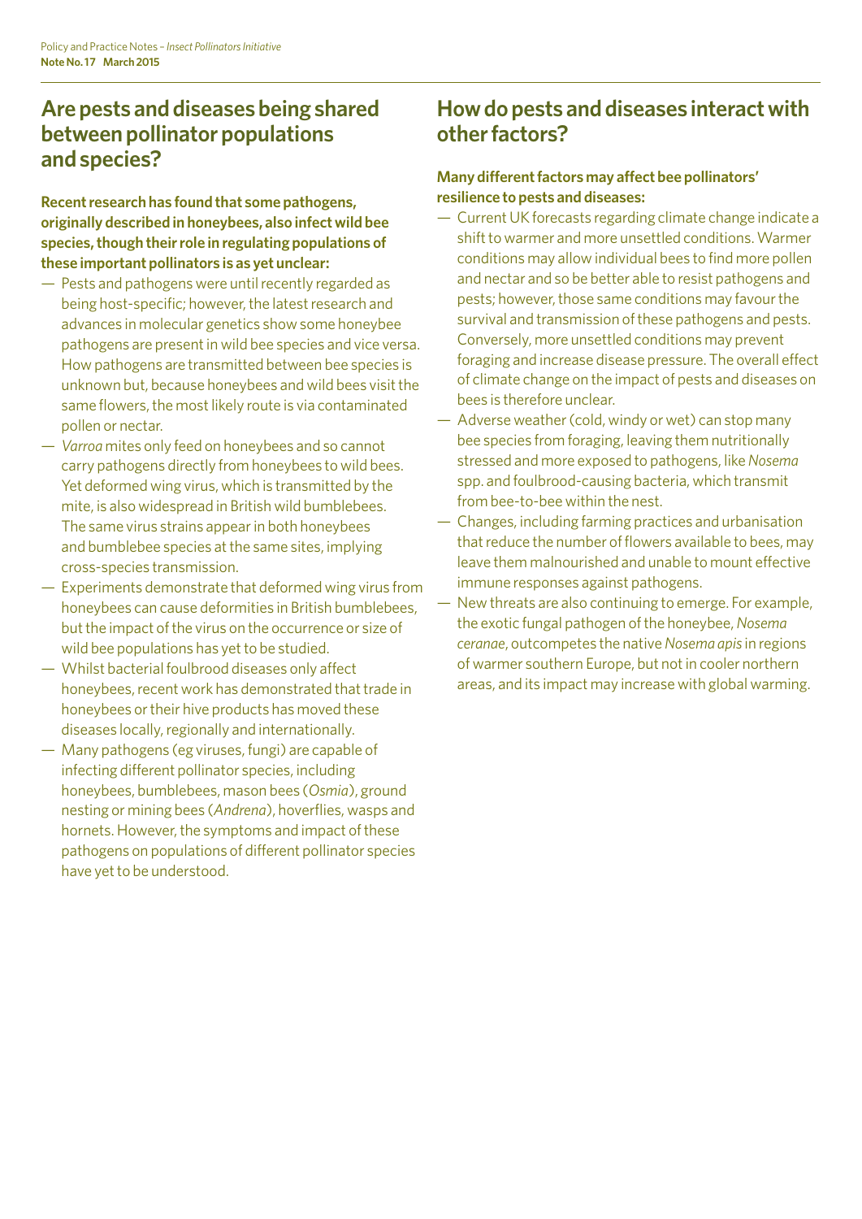## Are pests and diseases being shared between pollinator populations and species?

**Recent research has found that some pathogens, originally described in honeybees, also infect wild bee species, though their role in regulating populations of these important pollinators is as yet unclear:**

- Pests and pathogens were until recently regarded as being host-specific; however, the latest research and advances in molecular genetics show some honeybee pathogens are present in wild bee species and vice versa. How pathogens are transmitted between bee species is unknown but, because honeybees and wild bees visit the same flowers, the most likely route is via contaminated pollen or nectar.
- *Varroa* mites only feed on honeybees and so cannot carry pathogens directly from honeybees to wild bees. Yet deformed wing virus, which is transmitted by the mite, is also widespread in British wild bumblebees. The same virus strains appear in both honeybees and bumblebee species at the same sites, implying cross-species transmission.
- Experiments demonstrate that deformed wing virus from honeybees can cause deformities in British bumblebees, but the impact of the virus on the occurrence or size of wild bee populations has yet to be studied.
- Whilst bacterial foulbrood diseases only affect honeybees, recent work has demonstrated that trade in honeybees or their hive products has moved these diseases locally, regionally and internationally.
- Many pathogens (eg viruses, fungi) are capable of infecting different pollinator species, including honeybees, bumblebees, mason bees (*Osmia*), ground nesting or mining bees (*Andrena*), hoverflies, wasps and hornets. However, the symptoms and impact of these pathogens on populations of different pollinator species have yet to be understood.

## How do pests and diseases interact with other factors?

**Many different factors may affect bee pollinators' resilience to pests and diseases:**

- Current UK forecasts regarding climate change indicate a shift to warmer and more unsettled conditions. Warmer conditions may allow individual bees to find more pollen and nectar and so be better able to resist pathogens and pests; however, those same conditions may favour the survival and transmission of these pathogens and pests. Conversely, more unsettled conditions may prevent foraging and increase disease pressure. The overall effect of climate change on the impact of pests and diseases on bees is therefore unclear.
- Adverse weather (cold, windy or wet) can stop many bee species from foraging, leaving them nutritionally stressed and more exposed to pathogens, like *Nosema* spp. and foulbrood-causing bacteria, which transmit from bee-to-bee within the nest.
- Changes, including farming practices and urbanisation that reduce the number of flowers available to bees, may leave them malnourished and unable to mount effective immune responses against pathogens.
- New threats are also continuing to emerge. For example, the exotic fungal pathogen of the honeybee, *Nosema ceranae*, outcompetes the native *Nosema apis* in regions of warmer southern Europe, but not in cooler northern areas, and its impact may increase with global warming.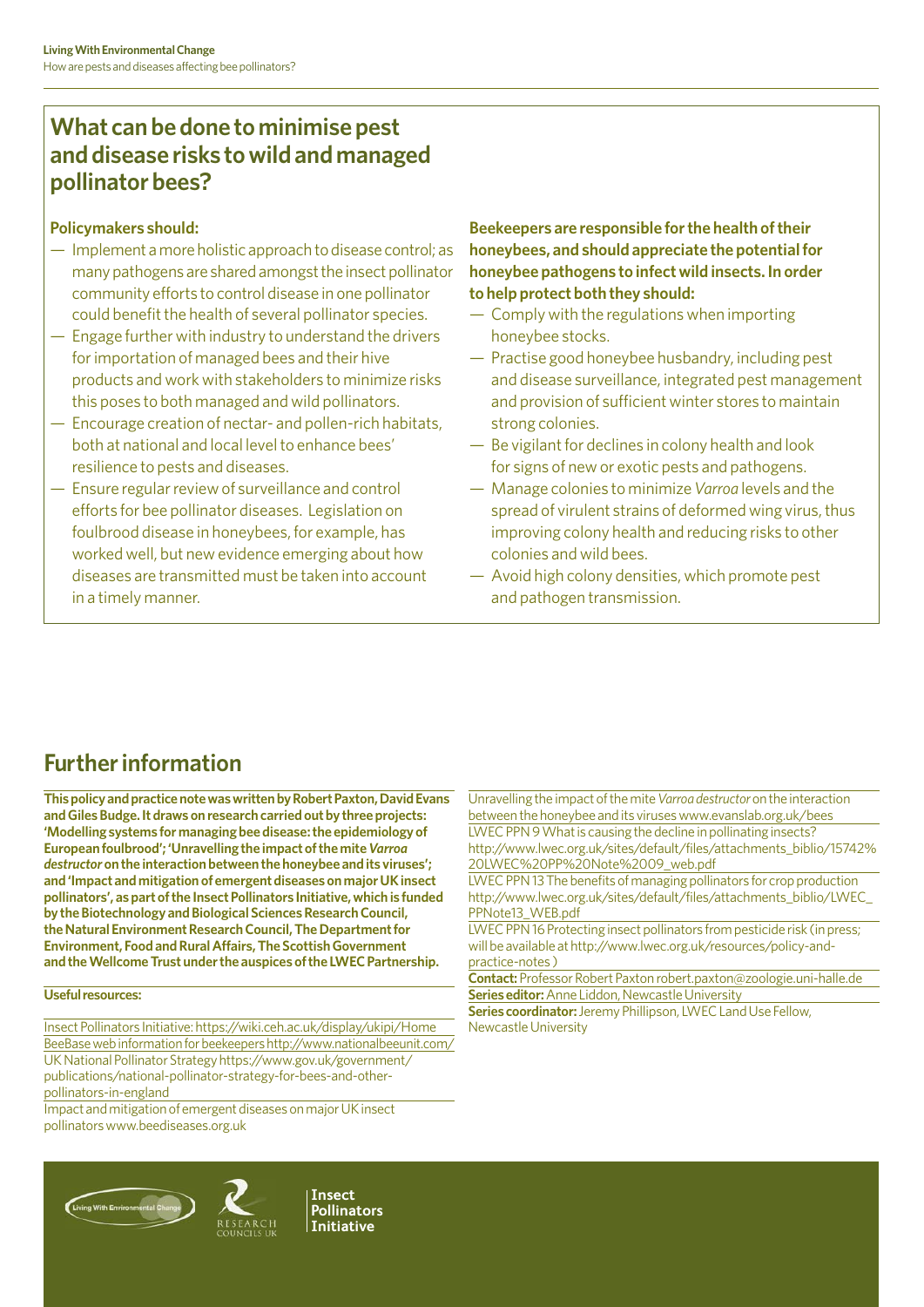## What can be done to minimise pest and disease risks to wild and managed pollinator bees?

**Policymakers should:**

- Implement a more holistic approach to disease control; as many pathogens are shared amongst the insect pollinator community efforts to control disease in one pollinator could benefit the health of several pollinator species.
- Engage further with industry to understand the drivers for importation of managed bees and their hive products and work with stakeholders to minimize risks this poses to both managed and wild pollinators.
- Encourage creation of nectar- and pollen-rich habitats, both at national and local level to enhance bees' resilience to pests and diseases.
- Ensure regular review of surveillance and control efforts for bee pollinator diseases. Legislation on foulbrood disease in honeybees, for example, has worked well, but new evidence emerging about how diseases are transmitted must be taken into account in a timely manner.

**Beekeepers are responsible for the health of their honeybees, and should appreciate the potential for honeybee pathogens to infect wild insects. In order to help protect both they should:**

- Comply with the regulations when importing honeybee stocks.
- Practise good honeybee husbandry, including pest and disease surveillance, integrated pest management and provision of sufficient winter stores to maintain strong colonies.
- Be vigilant for declines in colony health and look for signs of new or exotic pests and pathogens.
- Manage colonies to minimize *Varroa* levels and the spread of virulent strains of deformed wing virus, thus improving colony health and reducing risks to other colonies and wild bees.
- Avoid high colony densities, which promote pest and pathogen transmission.

## Further information

**This policy and practice note was written by Robert Paxton, David Evans and Giles Budge. It draws on research carried out by three projects: 'Modelling systems for managing bee disease: the epidemiology of European foulbrood'; 'Unravelling the impact of the mite *Varroa destructor* on the interaction between the honeybee and its viruses'; and 'Impact and mitigation of emergent diseases on major UK insect pollinators', as part of the Insect Pollinators Initiative, which is funded by the Biotechnology and Biological Sciences Research Council, the Natural Environment Research Council, The Department for Environment, Food and Rural Affairs, The Scottish Government and the Wellcome Trust under the auspices of the LWEC Partnership.**

**Useful resources:**

Insect Pollinators Initiative: https://wiki.ceh.ac.uk/display/ukipi/Home

BeeBase web information for beekeepers http://www.nationalbeeunit.com/

UK National Pollinator Strategy https://www.gov.uk/government/publications/national-pollinator-strategy-for-bees-and-other-pollinators-in-england

Impact and mitigation of emergent diseases on major UK insect pollinators www.beediseases.org.uk

Unravelling the impact of the mite *Varroa destructor* on the interaction between the honeybee and its viruses www.evanslab.org.uk/bees

LWEC PPN 9 What is causing the decline in pollinating insects? http://www.lwec.org.uk/sites/default/files/attachments_biblio/15742%20LWEC%20PP%20Note%2009_web.pdf

LWEC PPN 13 The benefits of managing pollinators for crop production http://www.lwec.org.uk/sites/default/files/attachments_biblio/LWEC_PPNote13_WEB.pdf

LWEC PPN 16 Protecting insect pollinators from pesticide risk (in press; will be available at http://www.lwec.org.uk/resources/policy-and-practice-notes )

**Contact:** Professor Robert Paxton robert.paxton@zoologie.uni-halle.de

**Series editor:** Anne Liddon, Newcastle University

**Series coordinator:** Jeremy Phillipson, LWEC Land Use Fellow, Newcastle University

Living With Environmental Change | RESEARCH COUNCILS UK | Insect Pollinators Initiative